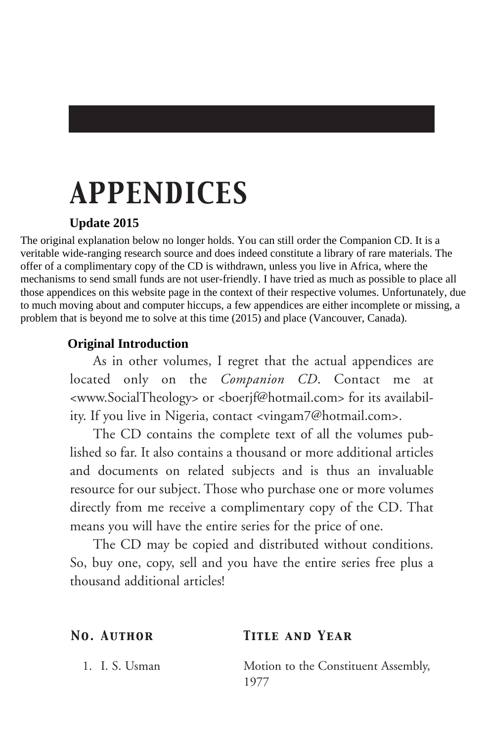# APPENDICES

**Update 2015**

The original explanation below no longer holds. You can still order the Companion CD. It is a veritable wide-ranging research source and does indeed constitute a library of rare materials. The offer of a complimentary copy of the CD is withdrawn, unless you live in Africa, where the mechanisms to send small funds are not user-friendly. I have tried as much as possible to place all those appendices on this website page in the context of their respective volumes. Unfortunately, due to much moving about and computer hiccups, a few appendices are either incomplete or missing, a problem that is beyond me to solve at this time (2015) and place (Vancouver, Canada).

**Original Introduction**

As in other volumes, I regret that the actual appendices are located only on the *Companion CD*. Contact me at <www.SocialTheology> or <boerjf@hotmail.com> for its availability. If you live in Nigeria, contact <vingam7@hotmail.com>.

The CD contains the complete text of all the volumes published so far. It also contains a thousand or more additional articles and documents on related subjects and is thus an invaluable resource for our subject. Those who purchase one or more volumes directly from me receive a complimentary copy of the CD. That means you will have the entire series for the price of one.

The CD may be copied and distributed without conditions. So, buy one, copy, sell and you have the entire series free plus a thousand additional articles!

| No. Author | Title and Year |
|---|---|
| 1. I. S. Usman | Motion to the Constituent Assembly, 1977 |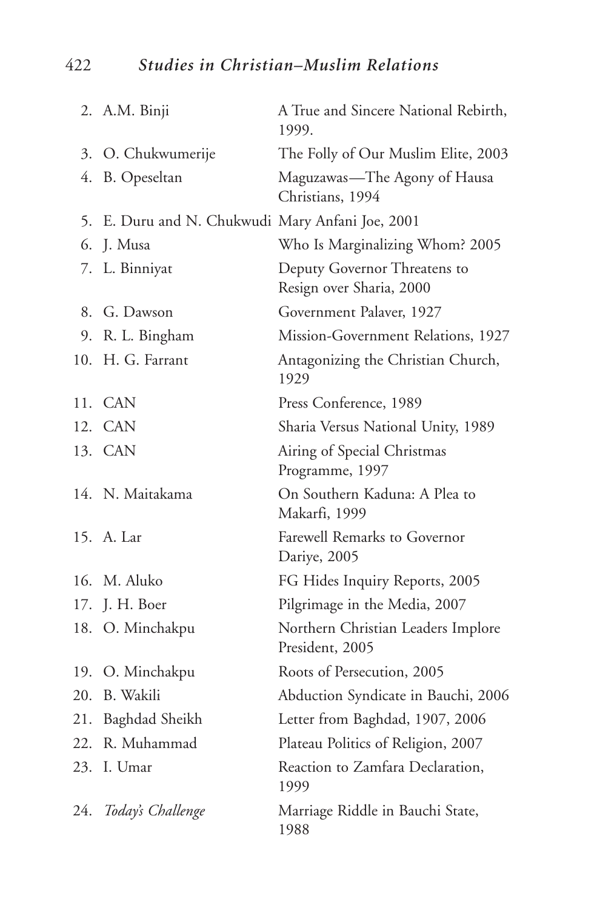2. A.M. Binji — A True and Sincere National Rebirth, 1999.
3. O. Chukwumerije — The Folly of Our Muslim Elite, 2003
4. B. Opeseltan — Maguzawas—The Agony of Hausa Christians, 1994
5. E. Duru and N. Chukwudi — Mary Anfani Joe, 2001
6. J. Musa — Who Is Marginalizing Whom? 2005
7. L. Binniyat — Deputy Governor Threatens to Resign over Sharia, 2000
8. G. Dawson — Government Palaver, 1927
9. R. L. Bingham — Mission-Government Relations, 1927
10. H. G. Farrant — Antagonizing the Christian Church, 1929
11. CAN — Press Conference, 1989
12. CAN — Sharia Versus National Unity, 1989
13. CAN — Airing of Special Christmas Programme, 1997
14. N. Maitakama — On Southern Kaduna: A Plea to Makarfi, 1999
15. A. Lar — Farewell Remarks to Governor Dariye, 2005
16. M. Aluko — FG Hides Inquiry Reports, 2005
17. J. H. Boer — Pilgrimage in the Media, 2007
18. O. Minchakpu — Northern Christian Leaders Implore President, 2005
19. O. Minchakpu — Roots of Persecution, 2005
20. B. Wakili — Abduction Syndicate in Bauchi, 2006
21. Baghdad Sheikh — Letter from Baghdad, 1907, 2006
22. R. Muhammad — Plateau Politics of Religion, 2007
23. I. Umar — Reaction to Zamfara Declaration, 1999
24. *Today's Challenge* — Marriage Riddle in Bauchi State, 1988